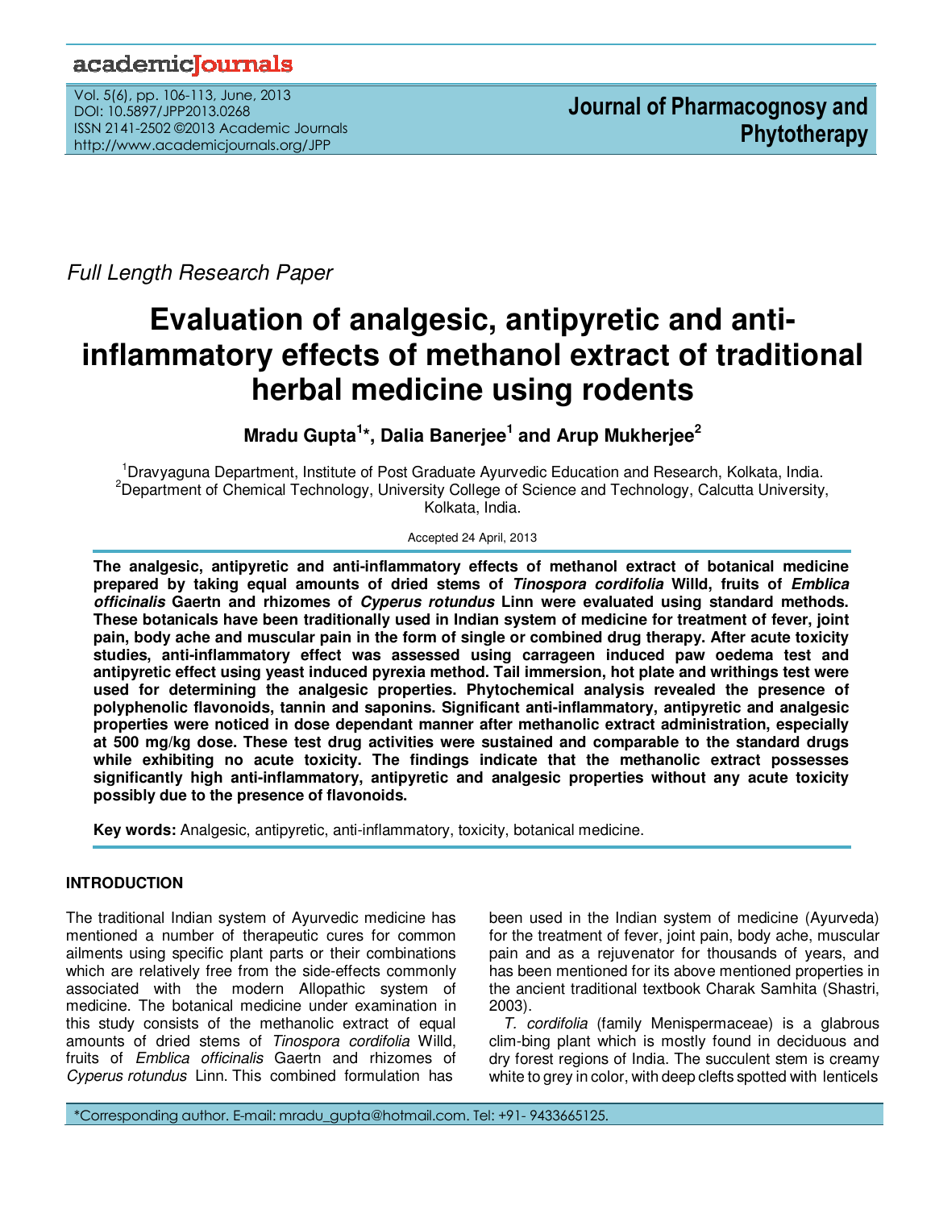*Full Length Research Paper*

# Evaluation of analgesic, antipyretic and anti-inflammatory effects of methanol extract of traditional herbal medicine using rodents

**Mradu Gupta[1]*, Dalia Banerjee[1] and Arup Mukherjee[2]**

[1]Dravyaguna Department, Institute of Post Graduate Ayurvedic Education and Research, Kolkata, India.
[2]Department of Chemical Technology, University College of Science and Technology, Calcutta University, Kolkata, India.

Accepted 24 April, 2013

**The analgesic, antipyretic and anti-inflammatory effects of methanol extract of botanical medicine prepared by taking equal amounts of dried stems of *Tinospora cordifolia* Willd, fruits of *Emblica officinalis* Gaertn and rhizomes of *Cyperus rotundus* Linn were evaluated using standard methods. These botanicals have been traditionally used in Indian system of medicine for treatment of fever, joint pain, body ache and muscular pain in the form of single or combined drug therapy. After acute toxicity studies, anti-inflammatory effect was assessed using carrageen induced paw oedema test and antipyretic effect using yeast induced pyrexia method. Tail immersion, hot plate and writhings test were used for determining the analgesic properties. Phytochemical analysis revealed the presence of polyphenolic flavonoids, tannin and saponins. Significant anti-inflammatory, antipyretic and analgesic properties were noticed in dose dependant manner after methanolic extract administration, especially at 500 mg/kg dose. These test drug activities were sustained and comparable to the standard drugs while exhibiting no acute toxicity. The findings indicate that the methanolic extract possesses significantly high anti-inflammatory, antipyretic and analgesic properties without any acute toxicity possibly due to the presence of flavonoids.**

**Key words:** Analgesic, antipyretic, anti-inflammatory, toxicity, botanical medicine.

## INTRODUCTION

The traditional Indian system of Ayurvedic medicine has mentioned a number of therapeutic cures for common ailments using specific plant parts or their combinations which are relatively free from the side-effects commonly associated with the modern Allopathic system of medicine. The botanical medicine under examination in this study consists of the methanolic extract of equal amounts of dried stems of *Tinospora cordifolia* Willd, fruits of *Emblica officinalis* Gaertn and rhizomes of *Cyperus rotundus* Linn. This combined formulation has been used in the Indian system of medicine (Ayurveda) for the treatment of fever, joint pain, body ache, muscular pain and as a rejuvenator for thousands of years, and has been mentioned for its above mentioned properties in the ancient traditional textbook Charak Samhita (Shastri, 2003).

*T. cordifolia* (family Menispermaceae) is a glabrous clim-bing plant which is mostly found in deciduous and dry forest regions of India. The succulent stem is creamy white to grey in color, with deep clefts spotted with lenticels

*Corresponding author. E-mail: mradu_gupta@hotmail.com. Tel: +91- 9433665125.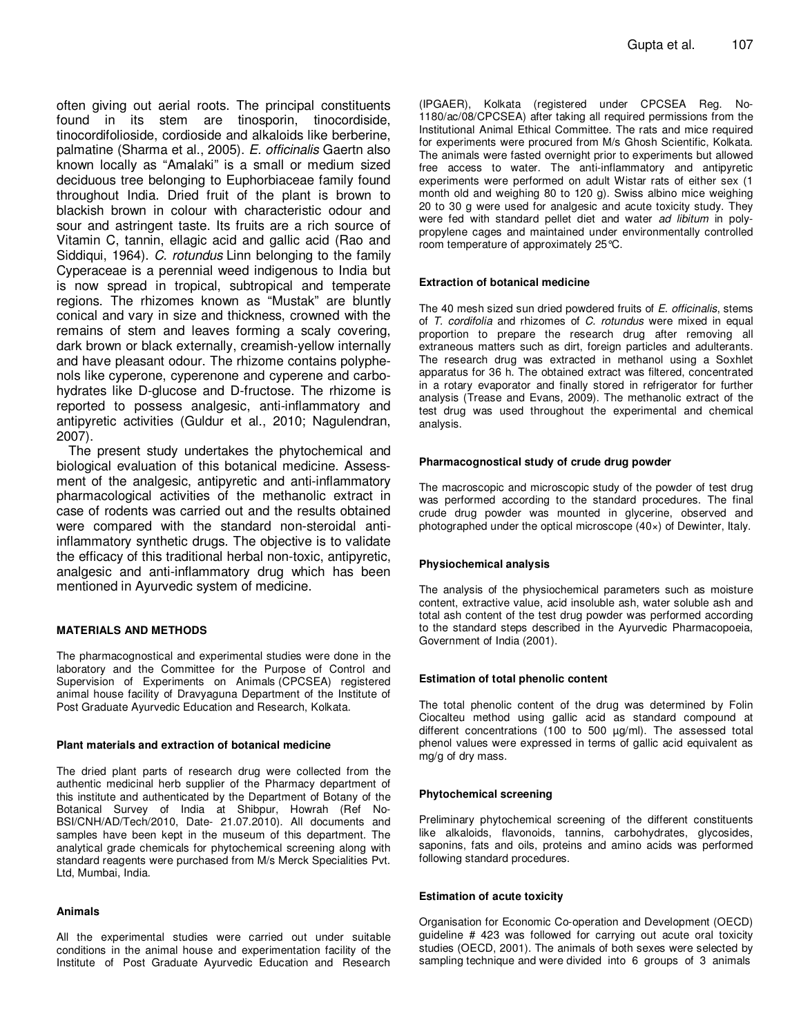often giving out aerial roots. The principal constituents found in its stem are tinosporin, tinocordiside, tinocordifolioside, cordioside and alkaloids like berberine, palmatine (Sharma et al., 2005). *E. officinalis* Gaertn also known locally as "Amalaki" is a small or medium sized deciduous tree belonging to Euphorbiaceae family found throughout India. Dried fruit of the plant is brown to blackish brown in colour with characteristic odour and sour and astringent taste. Its fruits are a rich source of Vitamin C, tannin, ellagic acid and gallic acid (Rao and Siddiqui, 1964). *C. rotundus* Linn belonging to the family Cyperaceae is a perennial weed indigenous to India but is now spread in tropical, subtropical and temperate regions. The rhizomes known as "Mustak" are bluntly conical and vary in size and thickness, crowned with the remains of stem and leaves forming a scaly covering, dark brown or black externally, creamish-yellow internally and have pleasant odour. The rhizome contains polyphenols like cyperone, cyperenone and cyperene and carbohydrates like D-glucose and D-fructose. The rhizome is reported to possess analgesic, anti-inflammatory and antipyretic activities (Guldur et al., 2010; Nagulendran, 2007).

The present study undertakes the phytochemical and biological evaluation of this botanical medicine. Assessment of the analgesic, antipyretic and anti-inflammatory pharmacological activities of the methanolic extract in case of rodents was carried out and the results obtained were compared with the standard non-steroidal anti-inflammatory synthetic drugs. The objective is to validate the efficacy of this traditional herbal non-toxic, antipyretic, analgesic and anti-inflammatory drug which has been mentioned in Ayurvedic system of medicine.

## MATERIALS AND METHODS

The pharmacognostical and experimental studies were done in the laboratory and the Committee for the Purpose of Control and Supervision of Experiments on Animals (CPCSEA) registered animal house facility of Dravyaguna Department of the Institute of Post Graduate Ayurvedic Education and Research, Kolkata.

### Plant materials and extraction of botanical medicine

The dried plant parts of research drug were collected from the authentic medicinal herb supplier of the Pharmacy department of this institute and authenticated by the Department of Botany of the Botanical Survey of India at Shibpur, Howrah (Ref No-BSI/CNH/AD/Tech/2010, Date- 21.07.2010). All documents and samples have been kept in the museum of this department. The analytical grade chemicals for phytochemical screening along with standard reagents were purchased from M/s Merck Specialities Pvt. Ltd, Mumbai, India.

### Animals

All the experimental studies were carried out under suitable conditions in the animal house and experimentation facility of the Institute of Post Graduate Ayurvedic Education and Research (IPGAER), Kolkata (registered under CPCSEA Reg. No-1180/ac/08/CPCSEA) after taking all required permissions from the Institutional Animal Ethical Committee. The rats and mice required for experiments were procured from M/s Ghosh Scientific, Kolkata. The animals were fasted overnight prior to experiments but allowed free access to water. The anti-inflammatory and antipyretic experiments were performed on adult Wistar rats of either sex (1 month old and weighing 80 to 120 g). Swiss albino mice weighing 20 to 30 g were used for analgesic and acute toxicity study. They were fed with standard pellet diet and water *ad libitum* in polypropylene cages and maintained under environmentally controlled room temperature of approximately 25°C.

### Extraction of botanical medicine

The 40 mesh sized sun dried powdered fruits of *E. officinalis*, stems of *T. cordifolia* and rhizomes of *C. rotundus* were mixed in equal proportion to prepare the research drug after removing all extraneous matters such as dirt, foreign particles and adulterants. The research drug was extracted in methanol using a Soxhlet apparatus for 36 h. The obtained extract was filtered, concentrated in a rotary evaporator and finally stored in refrigerator for further analysis (Trease and Evans, 2009). The methanolic extract of the test drug was used throughout the experimental and chemical analysis.

### Pharmacognostical study of crude drug powder

The macroscopic and microscopic study of the powder of test drug was performed according to the standard procedures. The final crude drug powder was mounted in glycerine, observed and photographed under the optical microscope (40×) of Dewinter, Italy.

### Physiochemical analysis

The analysis of the physiochemical parameters such as moisture content, extractive value, acid insoluble ash, water soluble ash and total ash content of the test drug powder was performed according to the standard steps described in the Ayurvedic Pharmacopoeia, Government of India (2001).

### Estimation of total phenolic content

The total phenolic content of the drug was determined by Folin Ciocalteu method using gallic acid as standard compound at different concentrations (100 to 500 µg/ml). The assessed total phenol values were expressed in terms of gallic acid equivalent as mg/g of dry mass.

### Phytochemical screening

Preliminary phytochemical screening of the different constituents like alkaloids, flavonoids, tannins, carbohydrates, glycosides, saponins, fats and oils, proteins and amino acids was performed following standard procedures.

### Estimation of acute toxicity

Organisation for Economic Co-operation and Development (OECD) guideline # 423 was followed for carrying out acute oral toxicity studies (OECD, 2001). The animals of both sexes were selected by sampling technique and were divided into 6 groups of 3 animals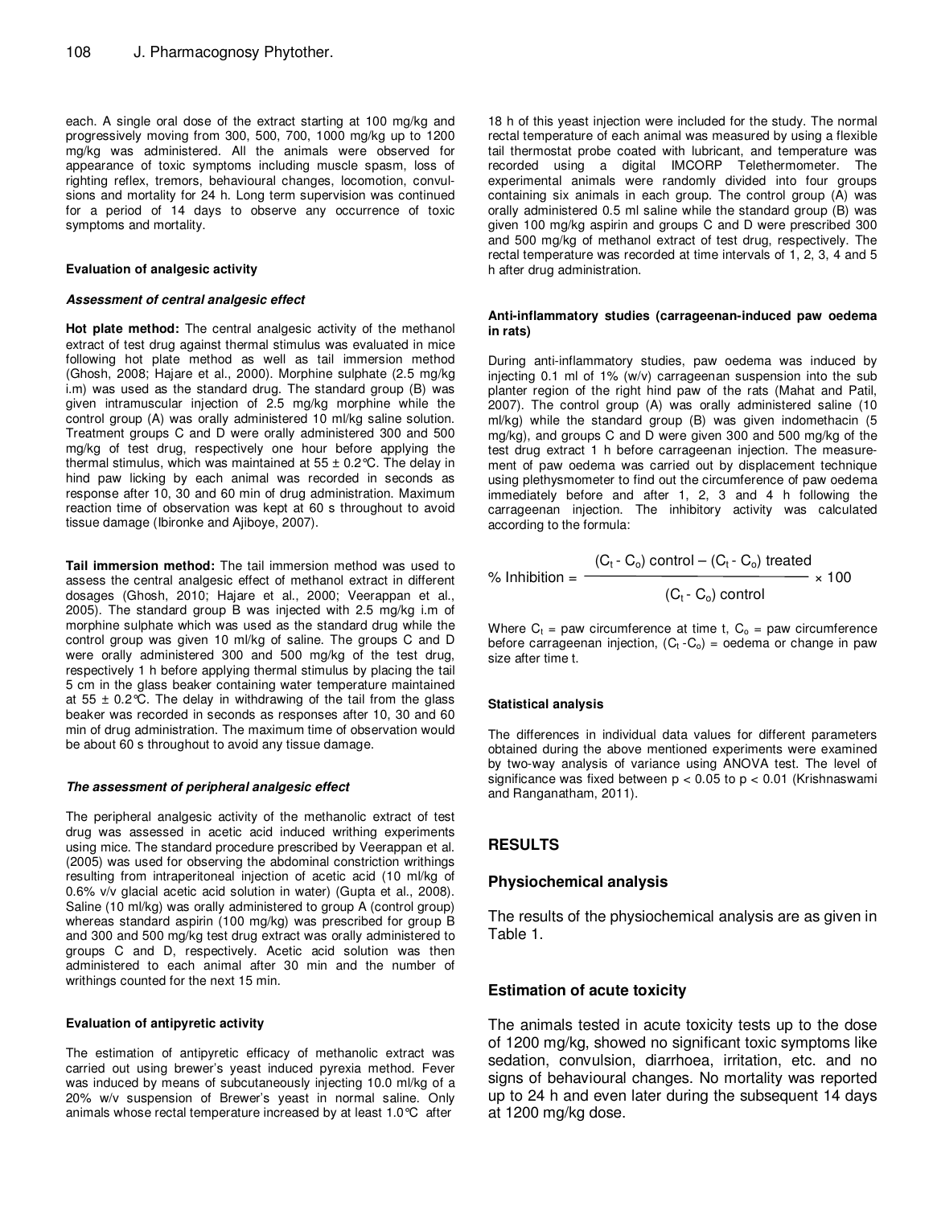each. A single oral dose of the extract starting at 100 mg/kg and progressively moving from 300, 500, 700, 1000 mg/kg up to 1200 mg/kg was administered. All the animals were observed for appearance of toxic symptoms including muscle spasm, loss of righting reflex, tremors, behavioural changes, locomotion, convulsions and mortality for 24 h. Long term supervision was continued for a period of 14 days to observe any occurrence of toxic symptoms and mortality.

#### Evaluation of analgesic activity

##### *Assessment of central analgesic effect*

**Hot plate method:** The central analgesic activity of the methanol extract of test drug against thermal stimulus was evaluated in mice following hot plate method as well as tail immersion method (Ghosh, 2008; Hajare et al., 2000). Morphine sulphate (2.5 mg/kg i.m) was used as the standard drug. The standard group (B) was given intramuscular injection of 2.5 mg/kg morphine while the control group (A) was orally administered 10 ml/kg saline solution. Treatment groups C and D were orally administered 300 and 500 mg/kg of test drug, respectively one hour before applying the thermal stimulus, which was maintained at 55 ± 0.2°C. The delay in hind paw licking by each animal was recorded in seconds as response after 10, 30 and 60 min of drug administration. Maximum reaction time of observation was kept at 60 s throughout to avoid tissue damage (Ibironke and Ajiboye, 2007).

**Tail immersion method:** The tail immersion method was used to assess the central analgesic effect of methanol extract in different dosages (Ghosh, 2010; Hajare et al., 2000; Veerappan et al., 2005). The standard group B was injected with 2.5 mg/kg i.m. of morphine sulphate which was used as the standard drug while the control group was given 10 ml/kg of saline. The groups C and D were orally administered 300 and 500 mg/kg of the test drug, respectively 1 h before applying thermal stimulus by placing the tail 5 cm in the glass beaker containing water temperature maintained at 55 ± 0.2°C. The delay in withdrawing of the tail from the glass beaker was recorded in seconds as responses after 10, 30 and 60 min of drug administration. The maximum time of observation would be about 60 s throughout to avoid any tissue damage.

##### *The assessment of peripheral analgesic effect*

The peripheral analgesic activity of the methanolic extract of test drug was assessed in acetic acid induced writhing experiments using mice. The standard procedure prescribed by Veerappan et al. (2005) was used for observing the abdominal constriction writhings resulting from intraperitoneal injection of acetic acid (10 ml/kg of 0.6% v/v glacial acetic acid solution in water) (Gupta et al., 2008). Saline (10 ml/kg) was orally administered to group A (control group) whereas standard aspirin (100 mg/kg) was prescribed for group B and 300 and 500 mg/kg test drug extract was orally administered to groups C and D, respectively. Acetic acid solution was then administered to each animal after 30 min and the number of writhings counted for the next 15 min.

#### Evaluation of antipyretic activity

The estimation of antipyretic efficacy of methanolic extract was carried out using brewer's yeast induced pyrexia method. Fever was induced by means of subcutaneously injecting 10.0 ml/kg of a 20% w/v suspension of Brewer's yeast in normal saline. Only animals whose rectal temperature increased by at least 1.0°C after 18 h of this yeast injection were included for the study. The normal rectal temperature of each animal was measured by using a flexible tail thermostat probe coated with lubricant, and temperature was recorded using a digital IMCORP Telethermometer. The experimental animals were randomly divided into four groups containing six animals in each group. The control group (A) was orally administered 0.5 ml saline while the standard group (B) was given 100 mg/kg aspirin and groups C and D were prescribed 300 and 500 mg/kg of methanol extract of test drug, respectively. The rectal temperature was recorded at time intervals of 1, 2, 3, 4 and 5 h after drug administration.

#### Anti-inflammatory studies (carrageenan-induced paw oedema in rats)

During anti-inflammatory studies, paw oedema was induced by injecting 0.1 ml of 1% (w/v) carrageenan suspension into the sub planter region of the right hind paw of the rats (Mahat and Patil, 2007). The control group (A) was orally administered saline (10 ml/kg) while the standard group (B) was given indomethacin (5 mg/kg), and groups C and D were given 300 and 500 mg/kg of the test drug extract 1 h before carrageenan injection. The measurement of paw oedema was carried out by displacement technique using plethysmometer to find out the circumference of paw oedema immediately before and after 1, 2, 3 and 4 h following the carrageenan injection. The inhibitory activity was calculated according to the formula:

$$\% \text{ Inhibition} = \frac{(C_t - C_o) \text{ control} - (C_t - C_o) \text{ treated}}{(C_t - C_o) \text{ control}} \times 100$$

Where $C_t$ = paw circumference at time t, $C_o$ = paw circumference before carrageenan injection, ($C_t$ - $C_o$) = oedema or change in paw size after time t.

#### Statistical analysis

The differences in individual data values for different parameters obtained during the above mentioned experiments were examined by two-way analysis of variance using ANOVA test. The level of significance was fixed between $p < 0.05$ to $p < 0.01$ (Krishnaswami and Ranganatham, 2011).

## RESULTS

### Physiochemical analysis

The results of the physiochemical analysis are as given in Table 1.

### Estimation of acute toxicity

The animals tested in acute toxicity tests up to the dose of 1200 mg/kg, showed no significant toxic symptoms like sedation, convulsion, diarrhoea, irritation, etc. and no signs of behavioural changes. No mortality was reported up to 24 h and even later during the subsequent 14 days at 1200 mg/kg dose.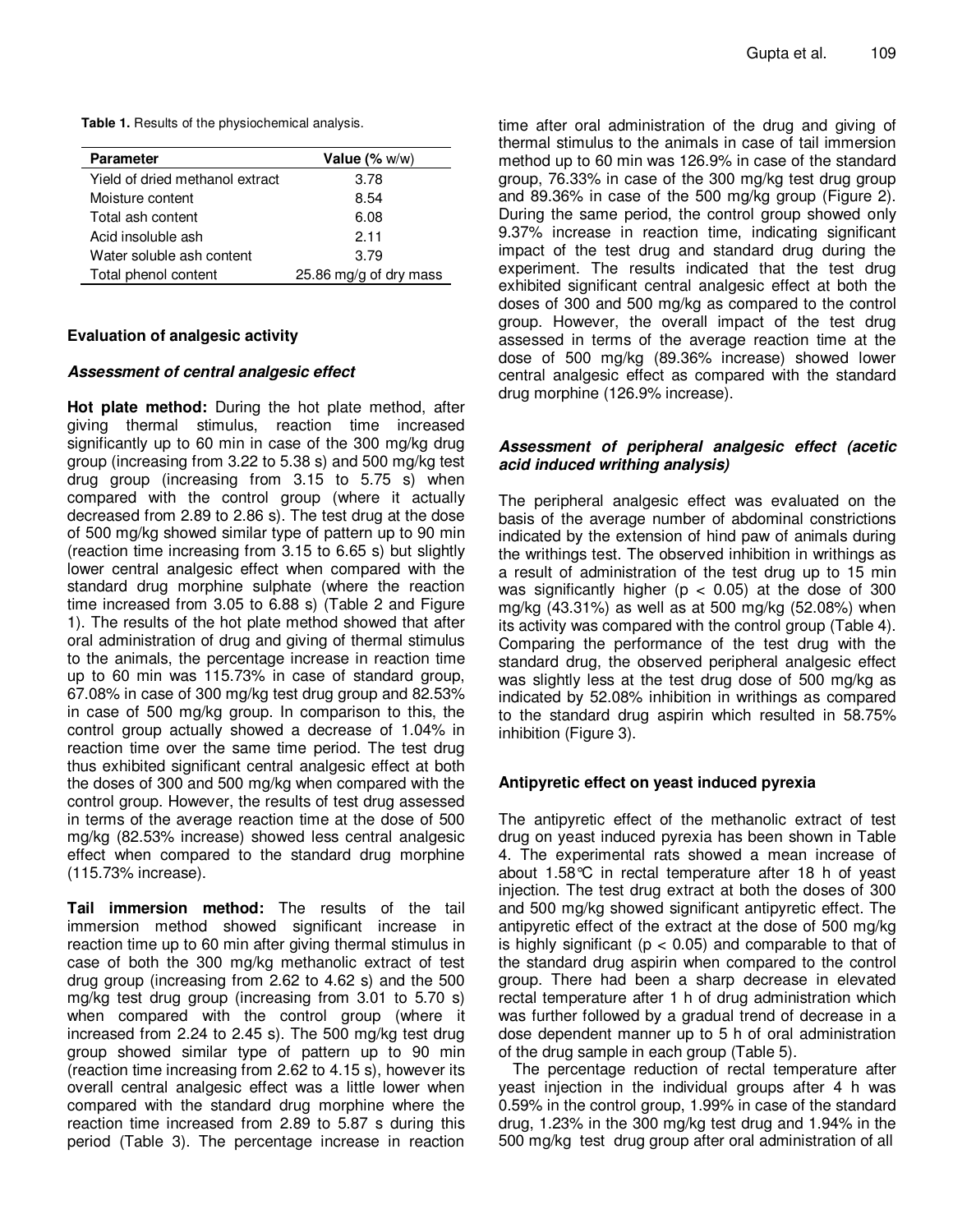**Table 1.** Results of the physiochemical analysis.

| Parameter | Value (% w/w) |
|---|---|
| Yield of dried methanol extract | 3.78 |
| Moisture content | 8.54 |
| Total ash content | 6.08 |
| Acid insoluble ash | 2.11 |
| Water soluble ash content | 3.79 |
| Total phenol content | 25.86 mg/g of dry mass |

### Evaluation of analgesic activity

#### *Assessment of central analgesic effect*

**Hot plate method:** During the hot plate method, after giving thermal stimulus, reaction time increased significantly up to 60 min in case of the 300 mg/kg drug group (increasing from 3.22 to 5.38 s) and 500 mg/kg test drug group (increasing from 3.15 to 5.75 s) when compared with the control group (where it actually decreased from 2.89 to 2.86 s). The test drug at the dose of 500 mg/kg showed similar type of pattern up to 90 min (reaction time increasing from 3.15 to 6.65 s) but slightly lower central analgesic effect when compared with the standard drug morphine sulphate (where the reaction time increased from 3.05 to 6.88 s) (Table 2 and Figure 1). The results of the hot plate method showed that after oral administration of drug and giving of thermal stimulus to the animals, the percentage increase in reaction time up to 60 min was 115.73% in case of standard group, 67.08% in case of 300 mg/kg test drug group and 82.53% in case of 500 mg/kg group. In comparison to this, the control group actually showed a decrease of 1.04% in reaction time over the same time period. The test drug thus exhibited significant central analgesic effect at both the doses of 300 and 500 mg/kg when compared with the control group. However, the results of test drug assessed in terms of the average reaction time at the dose of 500 mg/kg (82.53% increase) showed less central analgesic effect when compared to the standard drug morphine (115.73% increase).

**Tail immersion method:** The results of the tail immersion method showed significant increase in reaction time up to 60 min after giving thermal stimulus in case of both the 300 mg/kg methanolic extract of test drug group (increasing from 2.62 to 4.62 s) and the 500 mg/kg test drug group (increasing from 3.01 to 5.70 s) when compared with the control group (where it increased from 2.24 to 2.45 s). The 500 mg/kg test drug group showed similar type of pattern up to 90 min (reaction time increasing from 2.62 to 4.15 s), however its overall central analgesic effect was a little lower when compared with the standard drug morphine where the reaction time increased from 2.89 to 5.87 s during this period (Table 3). The percentage increase in reaction time after oral administration of the drug and giving of thermal stimulus to the animals in case of tail immersion method up to 60 min was 126.9% in case of the standard group, 76.33% in case of the 300 mg/kg test drug group and 89.36% in case of the 500 mg/kg group (Figure 2). During the same period, the control group showed only 9.37% increase in reaction time, indicating significant impact of the test drug and standard drug during the experiment. The results indicated that the test drug exhibited significant central analgesic effect at both the doses of 300 and 500 mg/kg as compared to the control group. However, the overall impact of the test drug assessed in terms of the average reaction time at the dose of 500 mg/kg (89.36% increase) showed lower central analgesic effect as compared with the standard drug morphine (126.9% increase).

#### *Assessment of peripheral analgesic effect (acetic acid induced writhing analysis)*

The peripheral analgesic effect was evaluated on the basis of the average number of abdominal constrictions indicated by the extension of hind paw of animals during the writhings test. The observed inhibition in writhings as a result of administration of the test drug up to 15 min was significantly higher ($p < 0.05$) at the dose of 300 mg/kg (43.31%) as well as at 500 mg/kg (52.08%) when its activity was compared with the control group (Table 4). Comparing the performance of the test drug with the standard drug, the observed peripheral analgesic effect was slightly less at the test drug dose of 500 mg/kg as indicated by 52.08% inhibition in writhings as compared to the standard drug aspirin which resulted in 58.75% inhibition (Figure 3).

### Antipyretic effect on yeast induced pyrexia

The antipyretic effect of the methanolic extract of test drug on yeast induced pyrexia has been shown in Table 4. The experimental rats showed a mean increase of about 1.58°C in rectal temperature after 18 h of yeast injection. The test drug extract at both the doses of 300 and 500 mg/kg showed significant antipyretic effect. The antipyretic effect of the extract at the dose of 500 mg/kg is highly significant ($p < 0.05$) and comparable to that of the standard drug aspirin when compared to the control group. There had been a sharp decrease in elevated rectal temperature after 1 h of drug administration which was further followed by a gradual trend of decrease in a dose dependent manner up to 5 h of oral administration of the drug sample in each group (Table 5).

The percentage reduction of rectal temperature after yeast injection in the individual groups after 4 h was 0.59% in the control group, 1.99% in case of the standard drug, 1.23% in the 300 mg/kg test drug and 1.94% in the 500 mg/kg test drug group after oral administration of all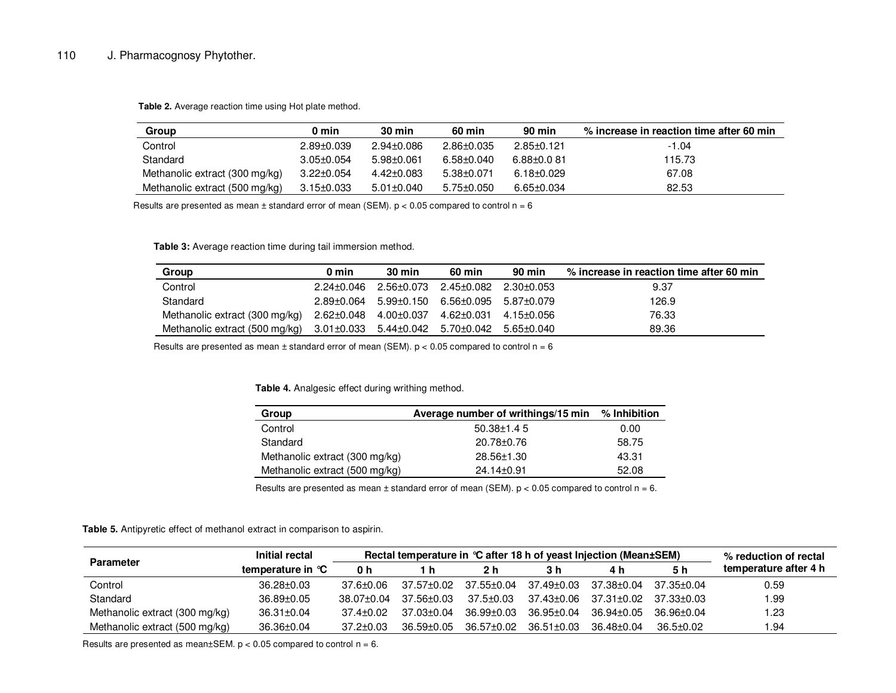**Table 2.** Average reaction time using Hot plate method.

| Group | 0 min | 30 min | 60 min | 90 min | % increase in reaction time after 60 min |
|---|---|---|---|---|---|
| Control | 2.89±0.039 | 2.94±0.086 | 2.86±0.035 | 2.85±0.121 | -1.04 |
| Standard | 3.05±0.054 | 5.98±0.061 | 6.58±0.040 | 6.88±0.0 81 | 115.73 |
| Methanolic extract (300 mg/kg) | 3.22±0.054 | 4.42±0.083 | 5.38±0.071 | 6.18±0.029 | 67.08 |
| Methanolic extract (500 mg/kg) | 3.15±0.033 | 5.01±0.040 | 5.75±0.050 | 6.65±0.034 | 82.53 |

Results are presented as mean ± standard error of mean (SEM). $p < 0.05$ compared to control n = 6

**Table 3:** Average reaction time during tail immersion method.

| Group | 0 min | 30 min | 60 min | 90 min | % increase in reaction time after 60 min |
|---|---|---|---|---|---|
| Control | 2.24±0.046 | 2.56±0.073 | 2.45±0.082 | 2.30±0.053 | 9.37 |
| Standard | 2.89±0.064 | 5.99±0.150 | 6.56±0.095 | 5.87±0.079 | 126.9 |
| Methanolic extract (300 mg/kg) | 2.62±0.048 | 4.00±0.037 | 4.62±0.031 | 4.15±0.056 | 76.33 |
| Methanolic extract (500 mg/kg) | 3.01±0.033 | 5.44±0.042 | 5.70±0.042 | 5.65±0.040 | 89.36 |

Results are presented as mean ± standard error of mean (SEM). $p < 0.05$ compared to control n = 6

**Table 4.** Analgesic effect during writhing method.

| Group | Average number of writhings/15 min | % Inhibition |
|---|---|---|
| Control | 50.38±1.4 5 | 0.00 |
| Standard | 20.78±0.76 | 58.75 |
| Methanolic extract (300 mg/kg) | 28.56±1.30 | 43.31 |
| Methanolic extract (500 mg/kg) | 24.14±0.91 | 52.08 |

Results are presented as mean ± standard error of mean (SEM). $p < 0.05$ compared to control n = 6.

**Table 5.** Antipyretic effect of methanol extract in comparison to aspirin.

| Parameter | Initial rectal temperature in °C | Rectal temperature in °C after 18 h of yeast Injection (Mean±SEM) | | | | | | % reduction of rectal temperature after 4 h |
|---|---|---|---|---|---|---|---|---|
| | | 0 h | 1 h | 2 h | 3 h | 4 h | 5 h | |
| Control | 36.28±0.03 | 37.6±0.06 | 37.57±0.02 | 37.55±0.04 | 37.49±0.03 | 37.38±0.04 | 37.35±0.04 | 0.59 |
| Standard | 36.89±0.05 | 38.07±0.04 | 37.56±0.03 | 37.5±0.03 | 37.43±0.06 | 37.31±0.02 | 37.33±0.03 | 1.99 |
| Methanolic extract (300 mg/kg) | 36.31±0.04 | 37.4±0.02 | 37.03±0.04 | 36.99±0.03 | 36.95±0.04 | 36.94±0.05 | 36.96±0.04 | 1.23 |
| Methanolic extract (500 mg/kg) | 36.36±0.04 | 37.2±0.03 | 36.59±0.05 | 36.57±0.02 | 36.51±0.03 | 36.48±0.04 | 36.5±0.02 | 1.94 |

Results are presented as mean±SEM. $p < 0.05$ compared to control n = 6.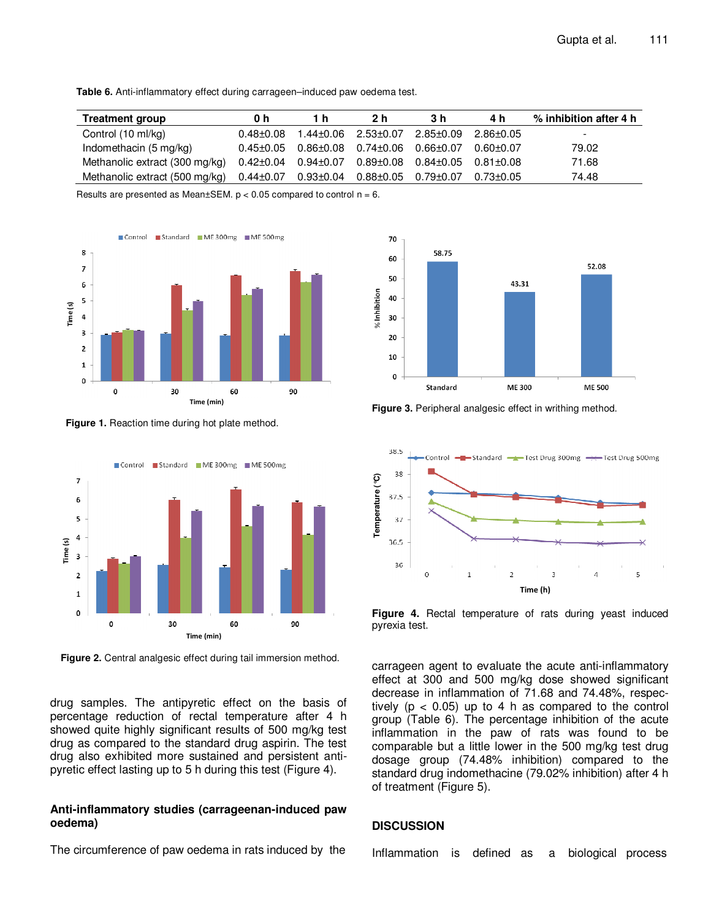**Table 6.** Anti-inflammatory effect during carrageen–induced paw oedema test.

| Treatment group | 0 h | 1 h | 2 h | 3 h | 4 h | % inhibition after 4 h |
|---|---|---|---|---|---|---|
| Control (10 ml/kg) | 0.48±0.08 | 1.44±0.06 | 2.53±0.07 | 2.85±0.09 | 2.86±0.05 | - |
| Indomethacin (5 mg/kg) | 0.45±0.05 | 0.86±0.08 | 0.74±0.06 | 0.66±0.07 | 0.60±0.07 | 79.02 |
| Methanolic extract (300 mg/kg) | 0.42±0.04 | 0.94±0.07 | 0.89±0.08 | 0.84±0.05 | 0.81±0.08 | 71.68 |
| Methanolic extract (500 mg/kg) | 0.44±0.07 | 0.93±0.04 | 0.88±0.05 | 0.79±0.07 | 0.73±0.05 | 74.48 |

Results are presented as Mean±SEM. $p < 0.05$ compared to control n = 6.

**Figure 1.** Reaction time during hot plate method.

**Figure 2.** Central analgesic effect during tail immersion method.

**Figure 3.** Peripheral analgesic effect in writhing method.

**Figure 4.** Rectal temperature of rats during yeast induced pyrexia test.

drug samples. The antipyretic effect on the basis of percentage reduction of rectal temperature after 4 h showed quite highly significant results of 500 mg/kg test drug as compared to the standard drug aspirin. The test drug also exhibited more sustained and persistent anti-pyretic effect lasting up to 5 h during this test (Figure 4).

### Anti-inflammatory studies (carrageenan-induced paw oedema)

The circumference of paw oedema in rats induced by the carrageen agent to evaluate the acute anti-inflammatory effect at 300 and 500 mg/kg dose showed significant decrease in inflammation of 71.68 and 74.48%, respectively ($p < 0.05$) up to 4 h as compared to the control group (Table 6). The percentage inhibition of the acute inflammation in the paw of rats was found to be comparable but a little lower in the 500 mg/kg test drug dosage group (74.48% inhibition) compared to the standard drug indomethacine (79.02% inhibition) after 4 h of treatment (Figure 5).

## DISCUSSION

Inflammation is defined as a biological process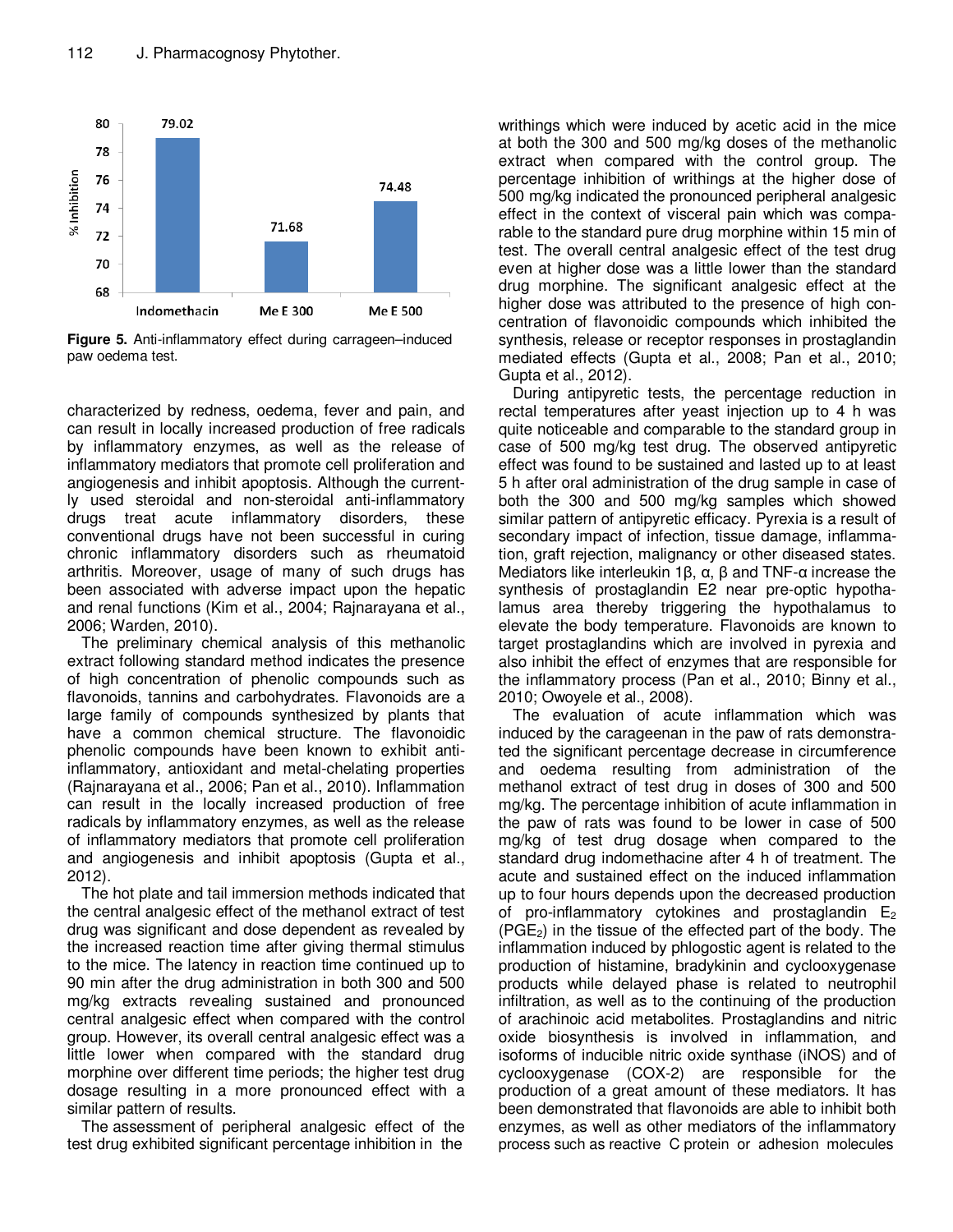Figure 5. Anti-inflammatory effect during carrageen–induced paw oedema test.

characterized by redness, oedema, fever and pain, and can result in locally increased production of free radicals by inflammatory enzymes, as well as the release of inflammatory mediators that promote cell proliferation and angiogenesis and inhibit apoptosis. Although the currently used steroidal and non-steroidal anti-inflammatory drugs treat acute inflammatory disorders, these conventional drugs have not been successful in curing chronic inflammatory disorders such as rheumatoid arthritis. Moreover, usage of many of such drugs has been associated with adverse impact upon the hepatic and renal functions (Kim et al., 2004; Rajnarayana et al., 2006; Warden, 2010).

The preliminary chemical analysis of this methanolic extract following standard method indicates the presence of high concentration of phenolic compounds such as flavonoids, tannins and carbohydrates. Flavonoids are a large family of compounds synthesized by plants that have a common chemical structure. The flavonoidic phenolic compounds have been known to exhibit anti-inflammatory, antioxidant and metal-chelating properties (Rajnarayana et al., 2006; Pan et al., 2010). Inflammation can result in the locally increased production of free radicals by inflammatory enzymes, as well as the release of inflammatory mediators that promote cell proliferation and angiogenesis and inhibit apoptosis (Gupta et al., 2012).

The hot plate and tail immersion methods indicated that the central analgesic effect of the methanol extract of test drug was significant and dose dependent as revealed by the increased reaction time after giving thermal stimulus to the mice. The latency in reaction time continued up to 90 min after the drug administration in both 300 and 500 mg/kg extracts revealing sustained and pronounced central analgesic effect when compared with the control group. However, its overall central analgesic effect was a little lower when compared with the standard drug morphine over different time periods; the higher test drug dosage resulting in a more pronounced effect with a similar pattern of results.

The assessment of peripheral analgesic effect of the test drug exhibited significant percentage inhibition in the writhings which were induced by acetic acid in the mice at both the 300 and 500 mg/kg doses of the methanolic extract when compared with the control group. The percentage inhibition of writhings at the higher dose of 500 mg/kg indicated the pronounced peripheral analgesic effect in the context of visceral pain which was comparable to the standard pure drug morphine within 15 min of test. The overall central analgesic effect of the test drug even at higher dose was a little lower than the standard drug morphine. The significant analgesic effect at the higher dose was attributed to the presence of high concentration of flavonoidic compounds which inhibited the synthesis, release or receptor responses in prostaglandin mediated effects (Gupta et al., 2008; Pan et al., 2010; Gupta et al., 2012).

During antipyretic tests, the percentage reduction in rectal temperatures after yeast injection up to 4 h was quite noticeable and comparable to the standard group in case of 500 mg/kg test drug. The observed antipyretic effect was found to be sustained and lasted up to at least 5 h after oral administration of the drug sample in case of both the 300 and 500 mg/kg samples which showed similar pattern of antipyretic efficacy. Pyrexia is a result of secondary impact of infection, tissue damage, inflammation, graft rejection, malignancy or other diseased states. Mediators like interleukin 1β, α, β and TNF-α increase the synthesis of prostaglandin E2 near pre-optic hypothalamus area thereby triggering the hypothalamus to elevate the body temperature. Flavonoids are known to target prostaglandins which are involved in pyrexia and also inhibit the effect of enzymes that are responsible for the inflammatory process (Pan et al., 2010; Binny et al., 2010; Owoyele et al., 2008).

The evaluation of acute inflammation which was induced by the carageenan in the paw of rats demonstrated the significant percentage decrease in circumference and oedema resulting from administration of the methanol extract of test drug in doses of 300 and 500 mg/kg. The percentage inhibition of acute inflammation in the paw of rats was found to be lower in case of 500 mg/kg of test drug dosage when compared to the standard drug indomethacine after 4 h of treatment. The acute and sustained effect on the induced inflammation up to four hours depends upon the decreased production of pro-inflammatory cytokines and prostaglandin $E_2$ ($PGE_2$) in the tissue of the effected part of the body. The inflammation induced by phlogostic agent is related to the production of histamine, bradykinin and cyclooxygenase products while delayed phase is related to neutrophil infiltration, as well as to the continuing of the production of arachinoic acid metabolites. Prostaglandins and nitric oxide biosynthesis is involved in inflammation, and isoforms of inducible nitric oxide synthase (iNOS) and of cyclooxygenase (COX-2) are responsible for the production of a great amount of these mediators. It has been demonstrated that flavonoids are able to inhibit both enzymes, as well as other mediators of the inflammatory process such as reactive C protein or adhesion molecules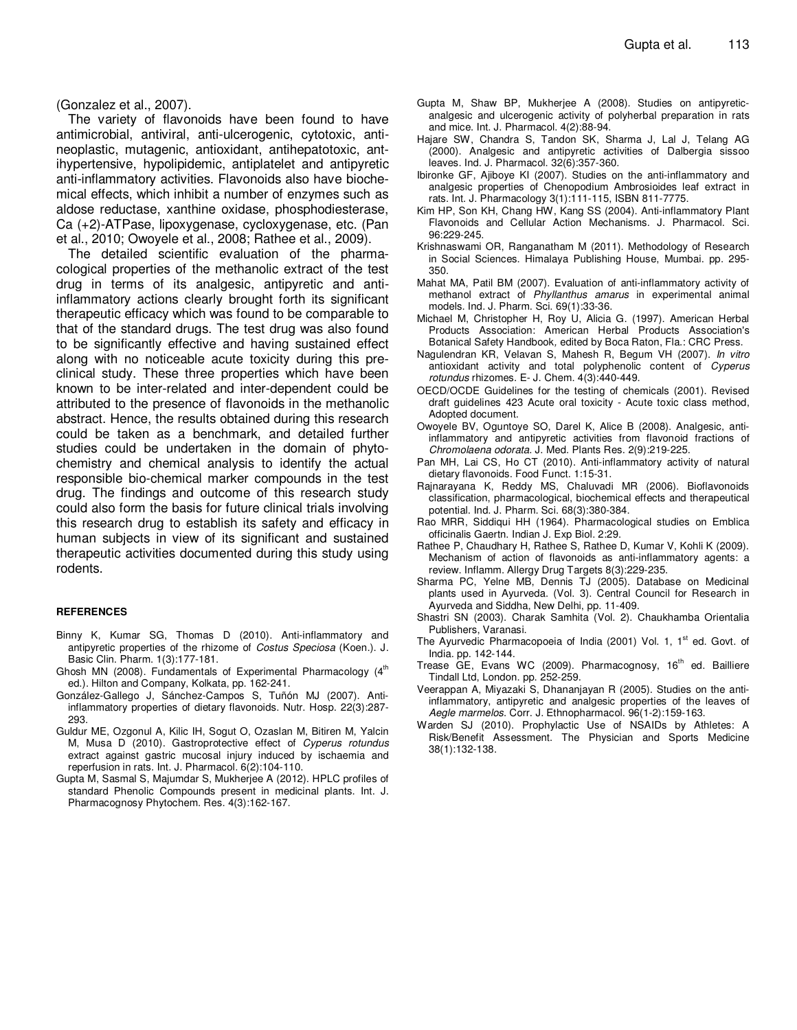(Gonzalez et al., 2007).

The variety of flavonoids have been found to have antimicrobial, antiviral, anti-ulcerogenic, cytotoxic, anti-neoplastic, mutagenic, antioxidant, antihepatotoxic, antihypertensive, hypolipidemic, antiplatelet and antipyretic anti-inflammatory activities. Flavonoids also have biochemical effects, which inhibit a number of enzymes such as aldose reductase, xanthine oxidase, phosphodiesterase, Ca (+2)-ATPase, lipoxygenase, cycloxygenase, etc. (Pan et al., 2010; Owoyele et al., 2008; Rathee et al., 2009).

The detailed scientific evaluation of the pharmacological properties of the methanolic extract of the test drug in terms of its analgesic, antipyretic and anti-inflammatory actions clearly brought forth its significant therapeutic efficacy which was found to be comparable to that of the standard drugs. The test drug was also found to be significantly effective and having sustained effect along with no noticeable acute toxicity during this pre-clinical study. These three properties which have been known to be inter-related and inter-dependent could be attributed to the presence of flavonoids in the methanolic abstract. Hence, the results obtained during this research could be taken as a benchmark, and detailed further studies could be undertaken in the domain of phytochemistry and chemical analysis to identify the actual responsible bio-chemical marker compounds in the test drug. The findings and outcome of this research study could also form the basis for future clinical trials involving this research drug to establish its safety and efficacy in human subjects in view of its significant and sustained therapeutic activities documented during this study using rodents.

## REFERENCES

Binny K, Kumar SG, Thomas D (2010). Anti-inflammatory and antipyretic properties of the rhizome of *Costus Speciosa* (Koen.). J. Basic Clin. Pharm. 1(3):177-181.

Ghosh MN (2008). Fundamentals of Experimental Pharmacology (4th ed.). Hilton and Company, Kolkata, pp. 162-241.

González-Gallego J, Sánchez-Campos S, Tuñón MJ (2007). Anti-inflammatory properties of dietary flavonoids. Nutr. Hosp. 22(3):287-293.

Guldur ME, Ozgonul A, Kilic IH, Sogut O, Ozaslan M, Bitiren M, Yalcin M, Musa D (2010). Gastroprotective effect of *Cyperus rotundus* extract against gastric mucosal injury induced by ischaemia and reperfusion in rats. Int. J. Pharmacol. 6(2):104-110.

Gupta M, Sasmal S, Majumdar S, Mukherjee A (2012). HPLC profiles of standard Phenolic Compounds present in medicinal plants. Int. J. Pharmacognosy Phytochem. Res. 4(3):162-167.

Gupta M, Shaw BP, Mukherjee A (2008). Studies on antipyretic-analgesic and ulcerogenic activity of polyherbal preparation in rats and mice. Int. J. Pharmacol. 4(2):88-94.

Hajare SW, Chandra S, Tandon SK, Sharma J, Lal J, Telang AG (2000). Analgesic and antipyretic activities of Dalbergia sissoo leaves. Ind. J. Pharmacol. 32(6):357-360.

Ibironke GF, Ajiboye KI (2007). Studies on the anti-inflammatory and analgesic properties of Chenopodium Ambrosioides leaf extract in rats. Int. J. Pharmacology 3(1):111-115, ISBN 811-7775.

Kim HP, Son KH, Chang HW, Kang SS (2004). Anti-inflammatory Plant Flavonoids and Cellular Action Mechanisms. J. Pharmacol. Sci. 96:229-245.

Krishnaswami OR, Ranganatham M (2011). Methodology of Research in Social Sciences. Himalaya Publishing House, Mumbai. pp. 295-350.

Mahat MA, Patil BM (2007). Evaluation of anti-inflammatory activity of methanol extract of *Phyllanthus amarus* in experimental animal models. Ind. J. Pharm. Sci. 69(1):33-36.

Michael M, Christopher H, Roy U, Alicia G. (1997). American Herbal Products Association: American Herbal Products Association's Botanical Safety Handbook, edited by Boca Raton, Fla.: CRC Press.

Nagulendran KR, Velavan S, Mahesh R, Begum VH (2007). *In vitro* antioxidant activity and total polyphenolic content of *Cyperus rotundus* rhizomes. E- J. Chem. 4(3):440-449.

OECD/OCDE Guidelines for the testing of chemicals (2001). Revised draft guidelines 423 Acute oral toxicity - Acute toxic class method, Adopted document.

Owoyele BV, Oguntoye SO, Darel K, Alice B (2008). Analgesic, anti-inflammatory and antipyretic activities from flavonoid fractions of *Chromolaena odorata*. J. Med. Plants Res. 2(9):219-225.

Pan MH, Lai CS, Ho CT (2010). Anti-inflammatory activity of natural dietary flavonoids. Food Funct. 1:15-31.

Rajnarayana K, Reddy MS, Chaluvadi MR (2006). Bioflavonoids classification, pharmacological, biochemical effects and therapeutical potential. Ind. J. Pharm. Sci. 68(3):380-384.

Rao MRR, Siddiqui HH (1964). Pharmacological studies on Emblica officinalis Gaertn. Indian J. Exp Biol. 2:29.

Rathee P, Chaudhary H, Rathee S, Rathee D, Kumar V, Kohli K (2009). Mechanism of action of flavonoids as anti-inflammatory agents: a review. Inflamm. Allergy Drug Targets 8(3):229-235.

Sharma PC, Yelne MB, Dennis TJ (2005). Database on Medicinal plants used in Ayurveda. (Vol. 3). Central Council for Research in Ayurveda and Siddha, New Delhi, pp. 11-409.

Shastri SN (2003). Charak Samhita (Vol. 2). Chaukhamba Orientalia Publishers, Varanasi.

The Ayurvedic Pharmacopoeia of India (2001) Vol. 1, 1st ed. Govt. of India. pp. 142-144.

Trease GE, Evans WC (2009). Pharmacognosy, 16th ed. Bailliere Tindall Ltd, London. pp. 252-259.

Veerappan A, Miyazaki S, Dhananjayan R (2005). Studies on the anti-inflammatory, antipyretic and analgesic properties of the leaves of *Aegle marmelos*. Corr. J. Ethnopharmacol. 96(1-2):159-163.

Warden SJ (2010). Prophylactic Use of NSAIDs by Athletes: A Risk/Benefit Assessment. The Physician and Sports Medicine 38(1):132-138.